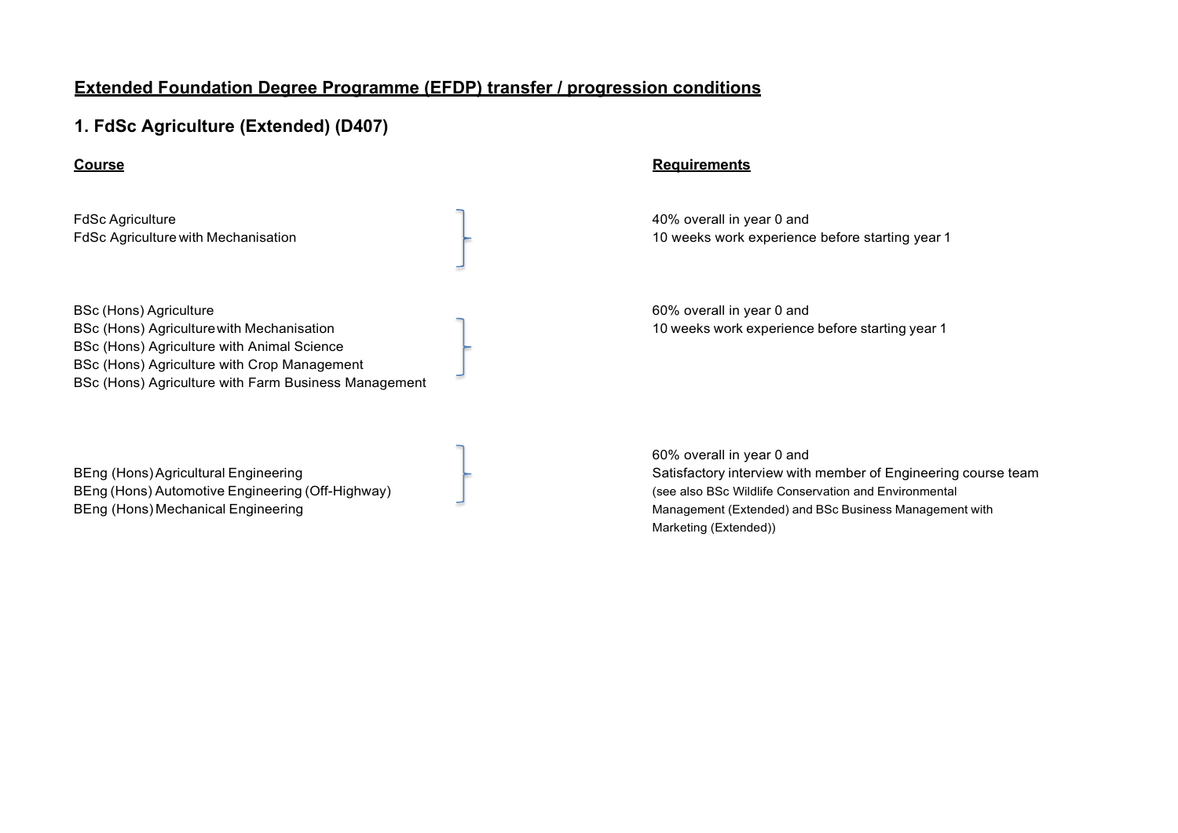# Extended Foundation Degree Programme (EFDP) transfer / progression conditions

## 1. FdSc Agriculture (Extended) (D407)

| Course | Requirements |
| --- | --- |
| FdSc Agriculture<br>FdSc Agriculture with Mechanisation | 40% overall in year 0 and<br>10 weeks work experience before starting year 1 |
| BSc (Hons) Agriculture<br>BSc (Hons) Agriculture with Mechanisation<br>BSc (Hons) Agriculture with Animal Science<br>BSc (Hons) Agriculture with Crop Management<br>BSc (Hons) Agriculture with Farm Business Management | 60% overall in year 0 and<br>10 weeks work experience before starting year 1 |
| BEng (Hons) Agricultural Engineering<br>BEng (Hons) Automotive Engineering (Off-Highway)<br>BEng (Hons) Mechanical Engineering | 60% overall in year 0 and<br>Satisfactory interview with member of Engineering course team<br>(see also BSc Wildlife Conservation and Environmental Management (Extended) and BSc Business Management with Marketing (Extended)) |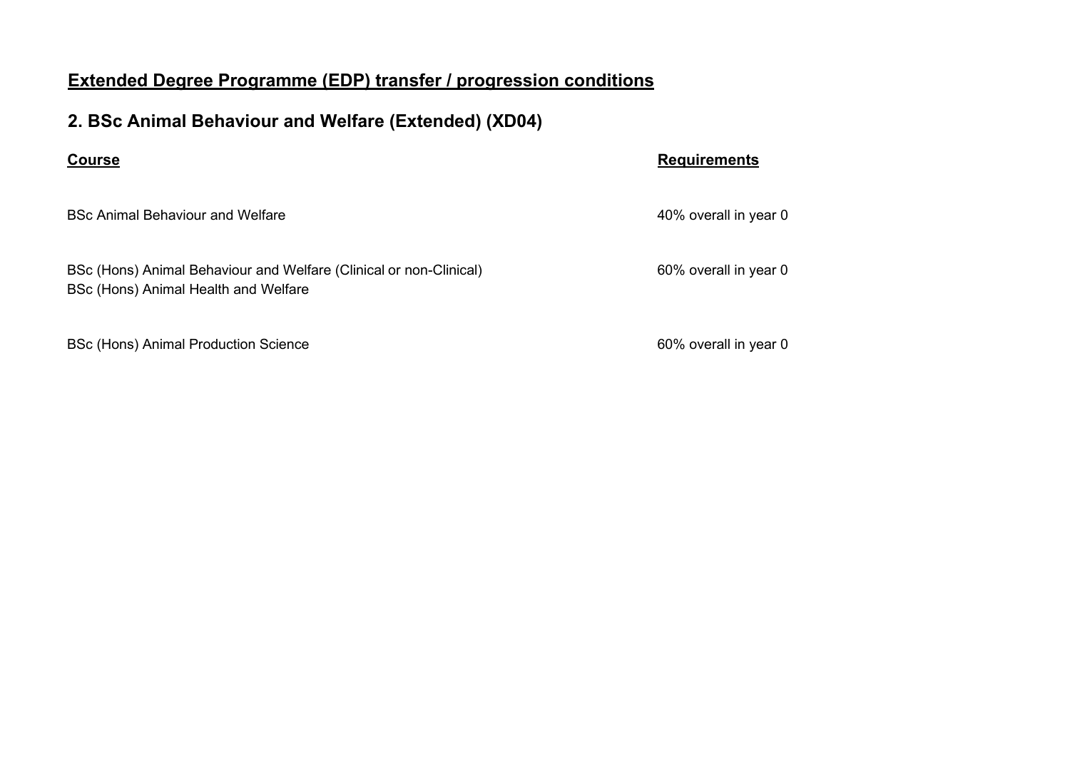# Extended Degree Programme (EDP) transfer / progression conditions

## 2. BSc Animal Behaviour and Welfare (Extended) (XD04)

| Course | Requirements |
| --- | --- |
| BSc Animal Behaviour and Welfare | 40% overall in year 0 |
| BSc (Hons) Animal Behaviour and Welfare (Clinical or non-Clinical)<br>BSc (Hons) Animal Health and Welfare | 60% overall in year 0 |
| BSc (Hons) Animal Production Science | 60% overall in year 0 |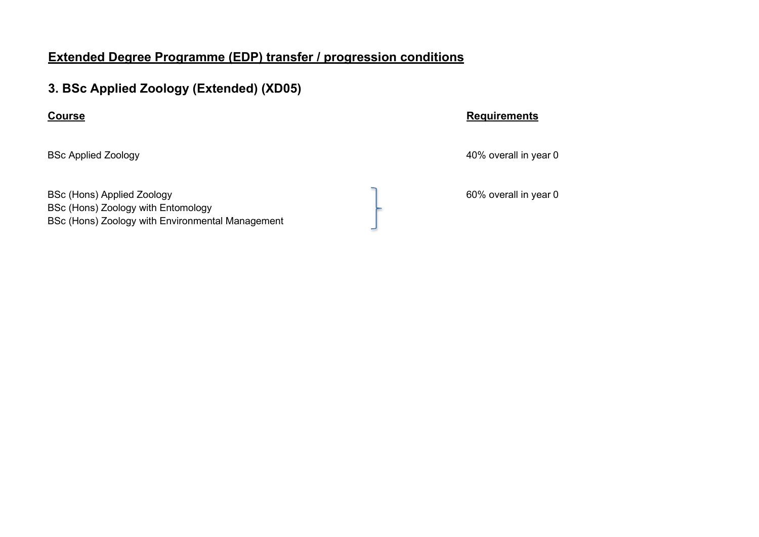## Extended Degree Programme (EDP) transfer / progression conditions

### 3. BSc Applied Zoology (Extended) (XD05)

| **Course** | **Requirements** |
| --- | --- |
| BSc Applied Zoology | 40% overall in year 0 |
| BSc (Hons) Applied Zoology<br>BSc (Hons) Zoology with Entomology<br>BSc (Hons) Zoology with Environmental Management | 60% overall in year 0 |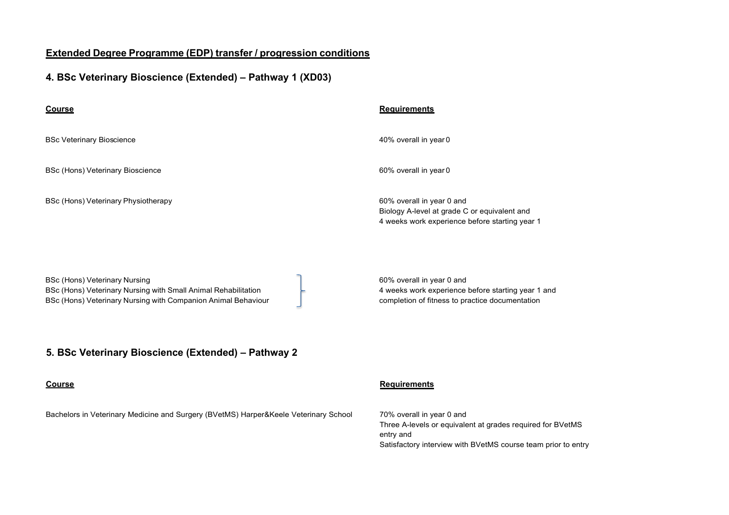## Extended Degree Programme (EDP) transfer / progression conditions

### 4. BSc Veterinary Bioscience (Extended) – Pathway 1 (XD03)

| Course | Requirements |
| --- | --- |
| BSc Veterinary Bioscience | 40% overall in year 0 |
| BSc (Hons) Veterinary Bioscience | 60% overall in year 0 |
| BSc (Hons) Veterinary Physiotherapy | 60% overall in year 0 and<br>Biology A-level at grade C or equivalent and<br>4 weeks work experience before starting year 1 |
| BSc (Hons) Veterinary Nursing<br>BSc (Hons) Veterinary Nursing with Small Animal Rehabilitation<br>BSc (Hons) Veterinary Nursing with Companion Animal Behaviour | 60% overall in year 0 and<br>4 weeks work experience before starting year 1 and<br>completion of fitness to practice documentation |

### 5. BSc Veterinary Bioscience (Extended) – Pathway 2

| Course | Requirements |
| --- | --- |
| Bachelors in Veterinary Medicine and Surgery (BVetMS) Harper&Keele Veterinary School | 70% overall in year 0 and<br>Three A-levels or equivalent at grades required for BVetMS entry and<br>Satisfactory interview with BVetMS course team prior to entry |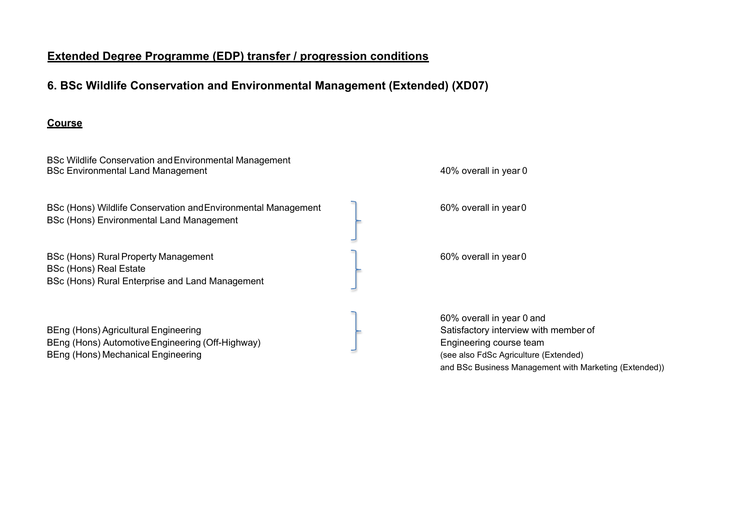## Extended Degree Programme (EDP) transfer / progression conditions

### 6. BSc Wildlife Conservation and Environmental Management (Extended) (XD07)

**Course**

| Course | Condition |
| --- | --- |
| BSc Wildlife Conservation and Environmental Management<br>BSc Environmental Land Management | 40% overall in year 0 |
| BSc (Hons) Wildlife Conservation and Environmental Management<br>BSc (Hons) Environmental Land Management | 60% overall in year 0 |
| BSc (Hons) Rural Property Management<br>BSc (Hons) Real Estate<br>BSc (Hons) Rural Enterprise and Land Management | 60% overall in year 0 |
| BEng (Hons) Agricultural Engineering<br>BEng (Hons) Automotive Engineering (Off-Highway)<br>BEng (Hons) Mechanical Engineering | 60% overall in year 0 and<br>Satisfactory interview with member of<br>Engineering course team<br>(see also FdSc Agriculture (Extended)<br>and BSc Business Management with Marketing (Extended)) |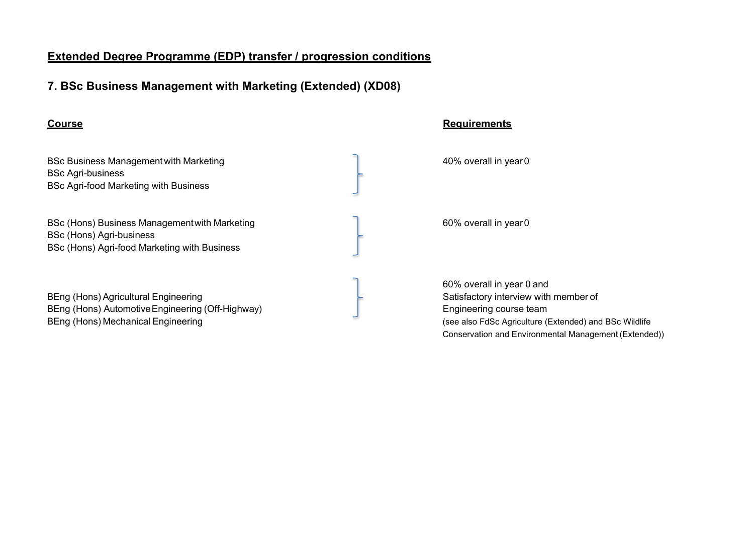## Extended Degree Programme (EDP) transfer / progression conditions

### 7. BSc Business Management with Marketing (Extended) (XD08)

| Course | Requirements |
| --- | --- |
| BSc Business Management with Marketing<br>BSc Agri-business<br>BSc Agri-food Marketing with Business | 40% overall in year 0 |
| BSc (Hons) Business Management with Marketing<br>BSc (Hons) Agri-business<br>BSc (Hons) Agri-food Marketing with Business | 60% overall in year 0 |
| BEng (Hons) Agricultural Engineering<br>BEng (Hons) Automotive Engineering (Off-Highway)<br>BEng (Hons) Mechanical Engineering | 60% overall in year 0 and<br>Satisfactory interview with member of Engineering course team<br>(see also FdSc Agriculture (Extended) and BSc Wildlife Conservation and Environmental Management (Extended)) |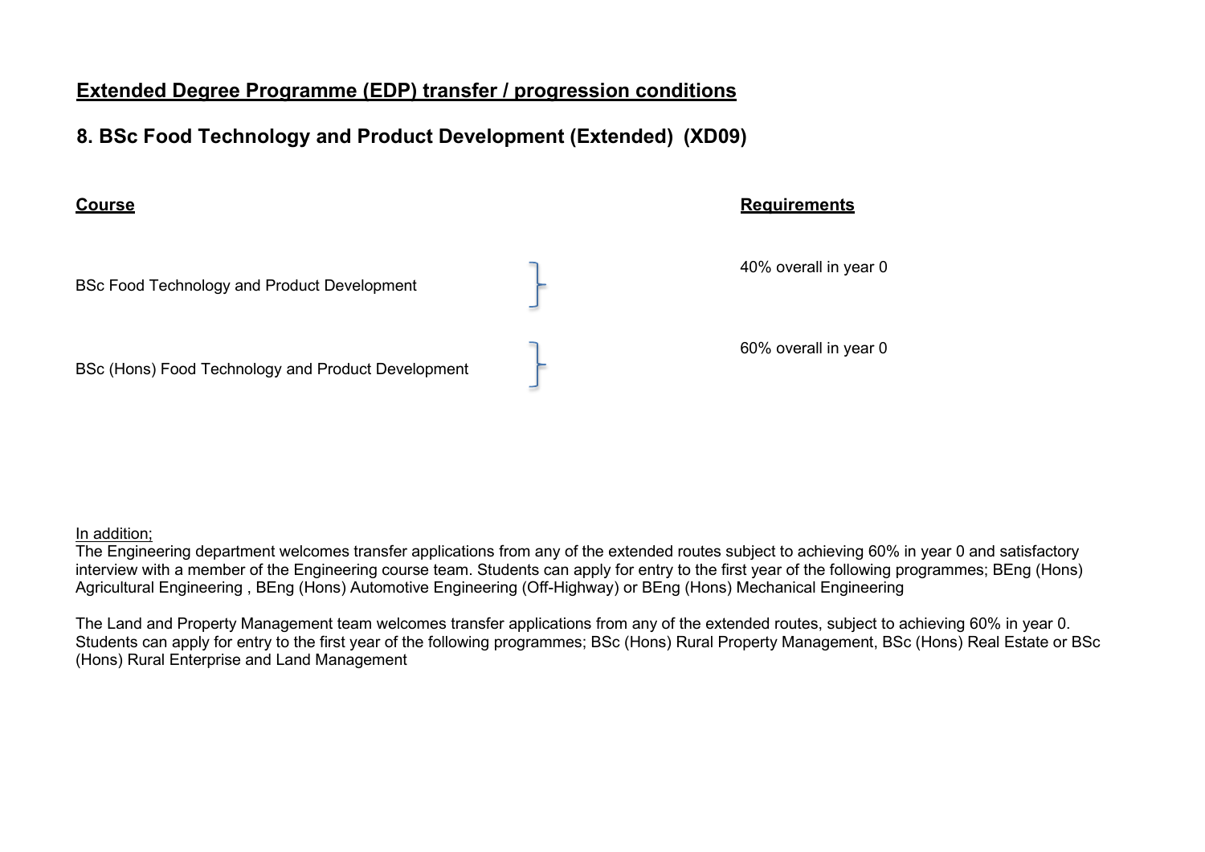## Extended Degree Programme (EDP) transfer / progression conditions

### 8. BSc Food Technology and Product Development (Extended) (XD09)

| Course | Requirements |
|---|---|
| BSc Food Technology and Product Development | 40% overall in year 0 |
| BSc (Hons) Food Technology and Product Development | 60% overall in year 0 |

In addition;

The Engineering department welcomes transfer applications from any of the extended routes subject to achieving 60% in year 0 and satisfactory interview with a member of the Engineering course team. Students can apply for entry to the first year of the following programmes; BEng (Hons) Agricultural Engineering , BEng (Hons) Automotive Engineering (Off-Highway) or BEng (Hons) Mechanical Engineering

The Land and Property Management team welcomes transfer applications from any of the extended routes, subject to achieving 60% in year 0. Students can apply for entry to the first year of the following programmes; BSc (Hons) Rural Property Management, BSc (Hons) Real Estate or BSc (Hons) Rural Enterprise and Land Management